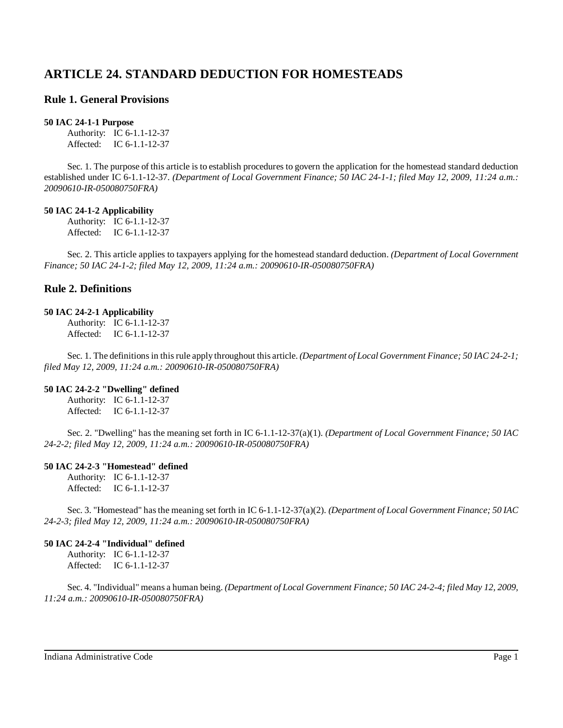# ARTICLE 24. STANDARD DEDUCTION FOR HOMESTEADS

## Rule 1. General Provisions

**50 IAC 24-1-1 Purpose**

Authority: IC 6-1.1-12-37
Affected: IC 6-1.1-12-37

Sec. 1. The purpose of this article is to establish procedures to govern the application for the homestead standard deduction established under IC 6-1.1-12-37. *(Department of Local Government Finance; 50 IAC 24-1-1; filed May 12, 2009, 11:24 a.m.: 20090610-IR-050080750FRA)*

**50 IAC 24-1-2 Applicability**

Authority: IC 6-1.1-12-37
Affected: IC 6-1.1-12-37

Sec. 2. This article applies to taxpayers applying for the homestead standard deduction. *(Department of Local Government Finance; 50 IAC 24-1-2; filed May 12, 2009, 11:24 a.m.: 20090610-IR-050080750FRA)*

## Rule 2. Definitions

**50 IAC 24-2-1 Applicability**

Authority: IC 6-1.1-12-37
Affected: IC 6-1.1-12-37

Sec. 1. The definitions in this rule apply throughout this article. *(Department of Local Government Finance; 50 IAC 24-2-1; filed May 12, 2009, 11:24 a.m.: 20090610-IR-050080750FRA)*

**50 IAC 24-2-2 "Dwelling" defined**

Authority: IC 6-1.1-12-37
Affected: IC 6-1.1-12-37

Sec. 2. "Dwelling" has the meaning set forth in IC 6-1.1-12-37(a)(1). *(Department of Local Government Finance; 50 IAC 24-2-2; filed May 12, 2009, 11:24 a.m.: 20090610-IR-050080750FRA)*

**50 IAC 24-2-3 "Homestead" defined**

Authority: IC 6-1.1-12-37
Affected: IC 6-1.1-12-37

Sec. 3. "Homestead" has the meaning set forth in IC 6-1.1-12-37(a)(2). *(Department of Local Government Finance; 50 IAC 24-2-3; filed May 12, 2009, 11:24 a.m.: 20090610-IR-050080750FRA)*

**50 IAC 24-2-4 "Individual" defined**

Authority: IC 6-1.1-12-37
Affected: IC 6-1.1-12-37

Sec. 4. "Individual" means a human being. *(Department of Local Government Finance; 50 IAC 24-2-4; filed May 12, 2009, 11:24 a.m.: 20090610-IR-050080750FRA)*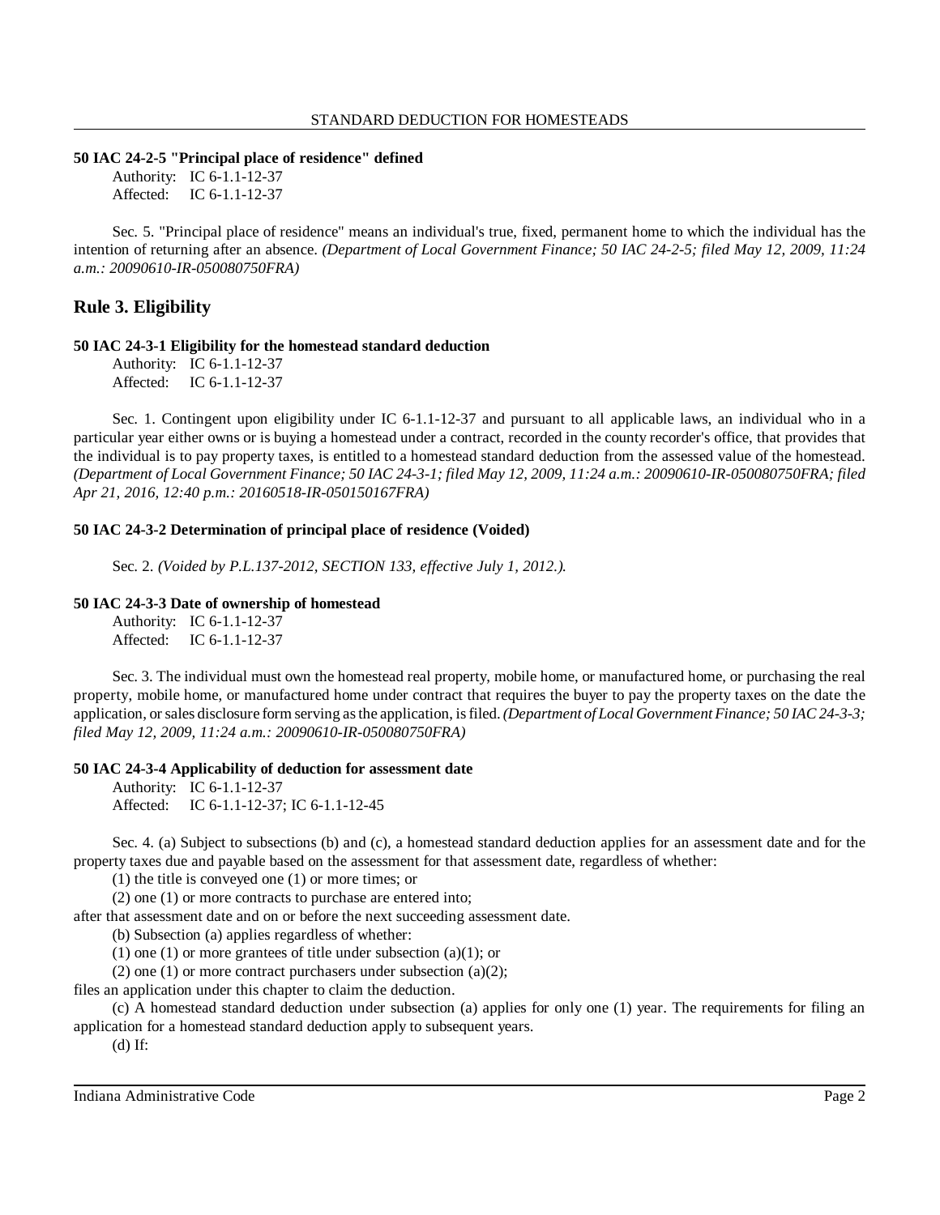**50 IAC 24-2-5 "Principal place of residence" defined**

Authority: IC 6-1.1-12-37
Affected: IC 6-1.1-12-37

Sec. 5. "Principal place of residence" means an individual's true, fixed, permanent home to which the individual has the intention of returning after an absence. *(Department of Local Government Finance; 50 IAC 24-2-5; filed May 12, 2009, 11:24 a.m.: 20090610-IR-050080750FRA)*

## Rule 3. Eligibility

**50 IAC 24-3-1 Eligibility for the homestead standard deduction**

Authority: IC 6-1.1-12-37
Affected: IC 6-1.1-12-37

Sec. 1. Contingent upon eligibility under IC 6-1.1-12-37 and pursuant to all applicable laws, an individual who in a particular year either owns or is buying a homestead under a contract, recorded in the county recorder's office, that provides that the individual is to pay property taxes, is entitled to a homestead standard deduction from the assessed value of the homestead. *(Department of Local Government Finance; 50 IAC 24-3-1; filed May 12, 2009, 11:24 a.m.: 20090610-IR-050080750FRA; filed Apr 21, 2016, 12:40 p.m.: 20160518-IR-050150167FRA)*

**50 IAC 24-3-2 Determination of principal place of residence (Voided)**

Sec. 2. *(Voided by P.L.137-2012, SECTION 133, effective July 1, 2012.).*

**50 IAC 24-3-3 Date of ownership of homestead**

Authority: IC 6-1.1-12-37
Affected: IC 6-1.1-12-37

Sec. 3. The individual must own the homestead real property, mobile home, or manufactured home, or purchasing the real property, mobile home, or manufactured home under contract that requires the buyer to pay the property taxes on the date the application, or sales disclosure form serving as the application, is filed. *(Department of Local Government Finance; 50 IAC 24-3-3; filed May 12, 2009, 11:24 a.m.: 20090610-IR-050080750FRA)*

**50 IAC 24-3-4 Applicability of deduction for assessment date**

Authority: IC 6-1.1-12-37
Affected: IC 6-1.1-12-37; IC 6-1.1-12-45

Sec. 4. (a) Subject to subsections (b) and (c), a homestead standard deduction applies for an assessment date and for the property taxes due and payable based on the assessment for that assessment date, regardless of whether:

(1) the title is conveyed one (1) or more times; or

(2) one (1) or more contracts to purchase are entered into;

after that assessment date and on or before the next succeeding assessment date.

(b) Subsection (a) applies regardless of whether:

(1) one (1) or more grantees of title under subsection (a)(1); or

(2) one (1) or more contract purchasers under subsection (a)(2);

files an application under this chapter to claim the deduction.

(c) A homestead standard deduction under subsection (a) applies for only one (1) year. The requirements for filing an application for a homestead standard deduction apply to subsequent years.

(d) If: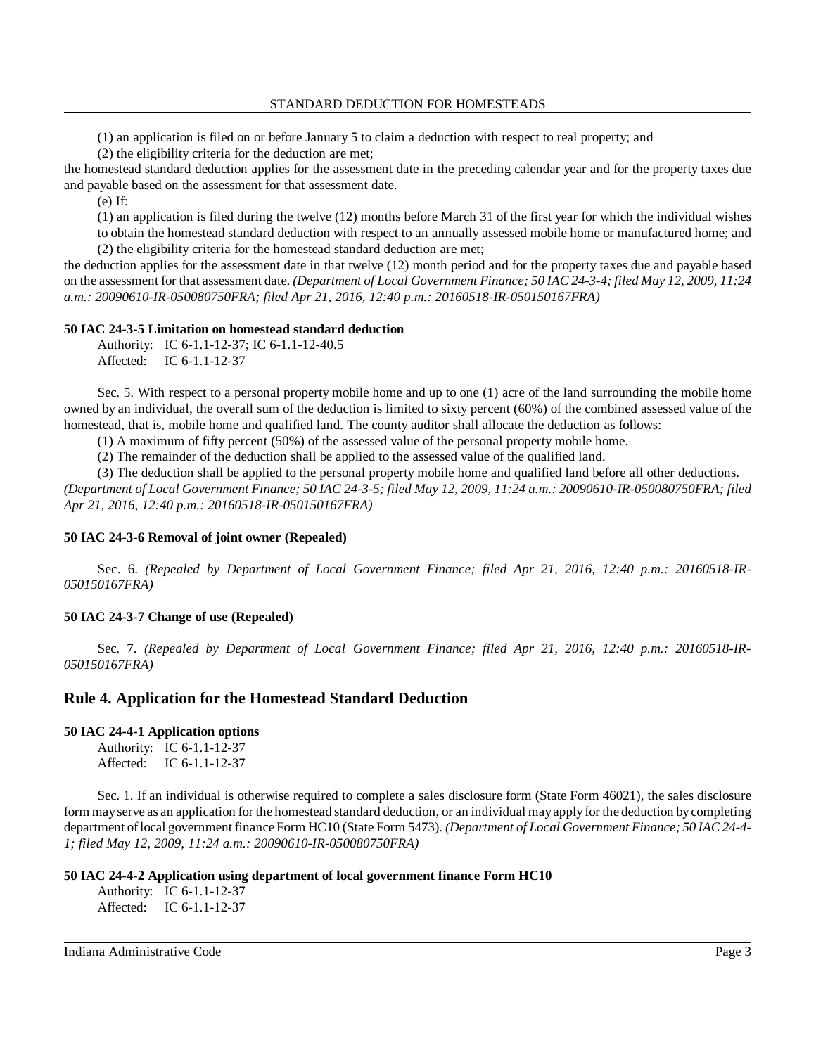(1) an application is filed on or before January 5 to claim a deduction with respect to real property; and

(2) the eligibility criteria for the deduction are met;

the homestead standard deduction applies for the assessment date in the preceding calendar year and for the property taxes due and payable based on the assessment for that assessment date.

(e) If:

(1) an application is filed during the twelve (12) months before March 31 of the first year for which the individual wishes to obtain the homestead standard deduction with respect to an annually assessed mobile home or manufactured home; and

(2) the eligibility criteria for the homestead standard deduction are met;

the deduction applies for the assessment date in that twelve (12) month period and for the property taxes due and payable based on the assessment for that assessment date. *(Department of Local Government Finance; 50 IAC 24-3-4; filed May 12, 2009, 11:24 a.m.: 20090610-IR-050080750FRA; filed Apr 21, 2016, 12:40 p.m.: 20160518-IR-050150167FRA)*

**50 IAC 24-3-5 Limitation on homestead standard deduction**

Authority: IC 6-1.1-12-37; IC 6-1.1-12-40.5
Affected: IC 6-1.1-12-37

Sec. 5. With respect to a personal property mobile home and up to one (1) acre of the land surrounding the mobile home owned by an individual, the overall sum of the deduction is limited to sixty percent (60%) of the combined assessed value of the homestead, that is, mobile home and qualified land. The county auditor shall allocate the deduction as follows:

(1) A maximum of fifty percent (50%) of the assessed value of the personal property mobile home.

(2) The remainder of the deduction shall be applied to the assessed value of the qualified land.

(3) The deduction shall be applied to the personal property mobile home and qualified land before all other deductions. *(Department of Local Government Finance; 50 IAC 24-3-5; filed May 12, 2009, 11:24 a.m.: 20090610-IR-050080750FRA; filed Apr 21, 2016, 12:40 p.m.: 20160518-IR-050150167FRA)*

**50 IAC 24-3-6 Removal of joint owner (Repealed)**

Sec. 6. *(Repealed by Department of Local Government Finance; filed Apr 21, 2016, 12:40 p.m.: 20160518-IR-050150167FRA)*

**50 IAC 24-3-7 Change of use (Repealed)**

Sec. 7. *(Repealed by Department of Local Government Finance; filed Apr 21, 2016, 12:40 p.m.: 20160518-IR-050150167FRA)*

## Rule 4. Application for the Homestead Standard Deduction

**50 IAC 24-4-1 Application options**

Authority: IC 6-1.1-12-37
Affected: IC 6-1.1-12-37

Sec. 1. If an individual is otherwise required to complete a sales disclosure form (State Form 46021), the sales disclosure form may serve as an application for the homestead standard deduction, or an individual may apply for the deduction by completing department of local government finance Form HC10 (State Form 5473). *(Department of Local Government Finance; 50 IAC 24-4-1; filed May 12, 2009, 11:24 a.m.: 20090610-IR-050080750FRA)*

**50 IAC 24-4-2 Application using department of local government finance Form HC10**

Authority: IC 6-1.1-12-37
Affected: IC 6-1.1-12-37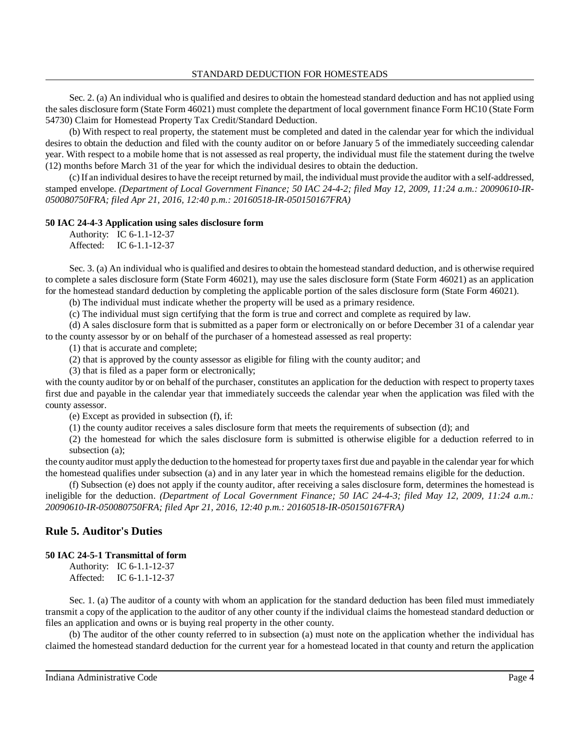Sec. 2. (a) An individual who is qualified and desires to obtain the homestead standard deduction and has not applied using the sales disclosure form (State Form 46021) must complete the department of local government finance Form HC10 (State Form 54730) Claim for Homestead Property Tax Credit/Standard Deduction.

(b) With respect to real property, the statement must be completed and dated in the calendar year for which the individual desires to obtain the deduction and filed with the county auditor on or before January 5 of the immediately succeeding calendar year. With respect to a mobile home that is not assessed as real property, the individual must file the statement during the twelve (12) months before March 31 of the year for which the individual desires to obtain the deduction.

(c) If an individual desires to have the receipt returned by mail, the individual must provide the auditor with a self-addressed, stamped envelope. *(Department of Local Government Finance; 50 IAC 24-4-2; filed May 12, 2009, 11:24 a.m.: 20090610-IR-050080750FRA; filed Apr 21, 2016, 12:40 p.m.: 20160518-IR-050150167FRA)*

**50 IAC 24-4-3 Application using sales disclosure form**

Authority: IC 6-1.1-12-37
Affected: IC 6-1.1-12-37

Sec. 3. (a) An individual who is qualified and desires to obtain the homestead standard deduction, and is otherwise required to complete a sales disclosure form (State Form 46021), may use the sales disclosure form (State Form 46021) as an application for the homestead standard deduction by completing the applicable portion of the sales disclosure form (State Form 46021).

(b) The individual must indicate whether the property will be used as a primary residence.

(c) The individual must sign certifying that the form is true and correct and complete as required by law.

(d) A sales disclosure form that is submitted as a paper form or electronically on or before December 31 of a calendar year to the county assessor by or on behalf of the purchaser of a homestead assessed as real property:

(1) that is accurate and complete;

(2) that is approved by the county assessor as eligible for filing with the county auditor; and

(3) that is filed as a paper form or electronically;

with the county auditor by or on behalf of the purchaser, constitutes an application for the deduction with respect to property taxes first due and payable in the calendar year that immediately succeeds the calendar year when the application was filed with the county assessor.

(e) Except as provided in subsection (f), if:

(1) the county auditor receives a sales disclosure form that meets the requirements of subsection (d); and

(2) the homestead for which the sales disclosure form is submitted is otherwise eligible for a deduction referred to in subsection (a);

the county auditor must apply the deduction to the homestead for property taxes first due and payable in the calendar year for which the homestead qualifies under subsection (a) and in any later year in which the homestead remains eligible for the deduction.

(f) Subsection (e) does not apply if the county auditor, after receiving a sales disclosure form, determines the homestead is ineligible for the deduction. *(Department of Local Government Finance; 50 IAC 24-4-3; filed May 12, 2009, 11:24 a.m.: 20090610-IR-050080750FRA; filed Apr 21, 2016, 12:40 p.m.: 20160518-IR-050150167FRA)*

## Rule 5. Auditor's Duties

**50 IAC 24-5-1 Transmittal of form**

Authority: IC 6-1.1-12-37
Affected: IC 6-1.1-12-37

Sec. 1. (a) The auditor of a county with whom an application for the standard deduction has been filed must immediately transmit a copy of the application to the auditor of any other county if the individual claims the homestead standard deduction or files an application and owns or is buying real property in the other county.

(b) The auditor of the other county referred to in subsection (a) must note on the application whether the individual has claimed the homestead standard deduction for the current year for a homestead located in that county and return the application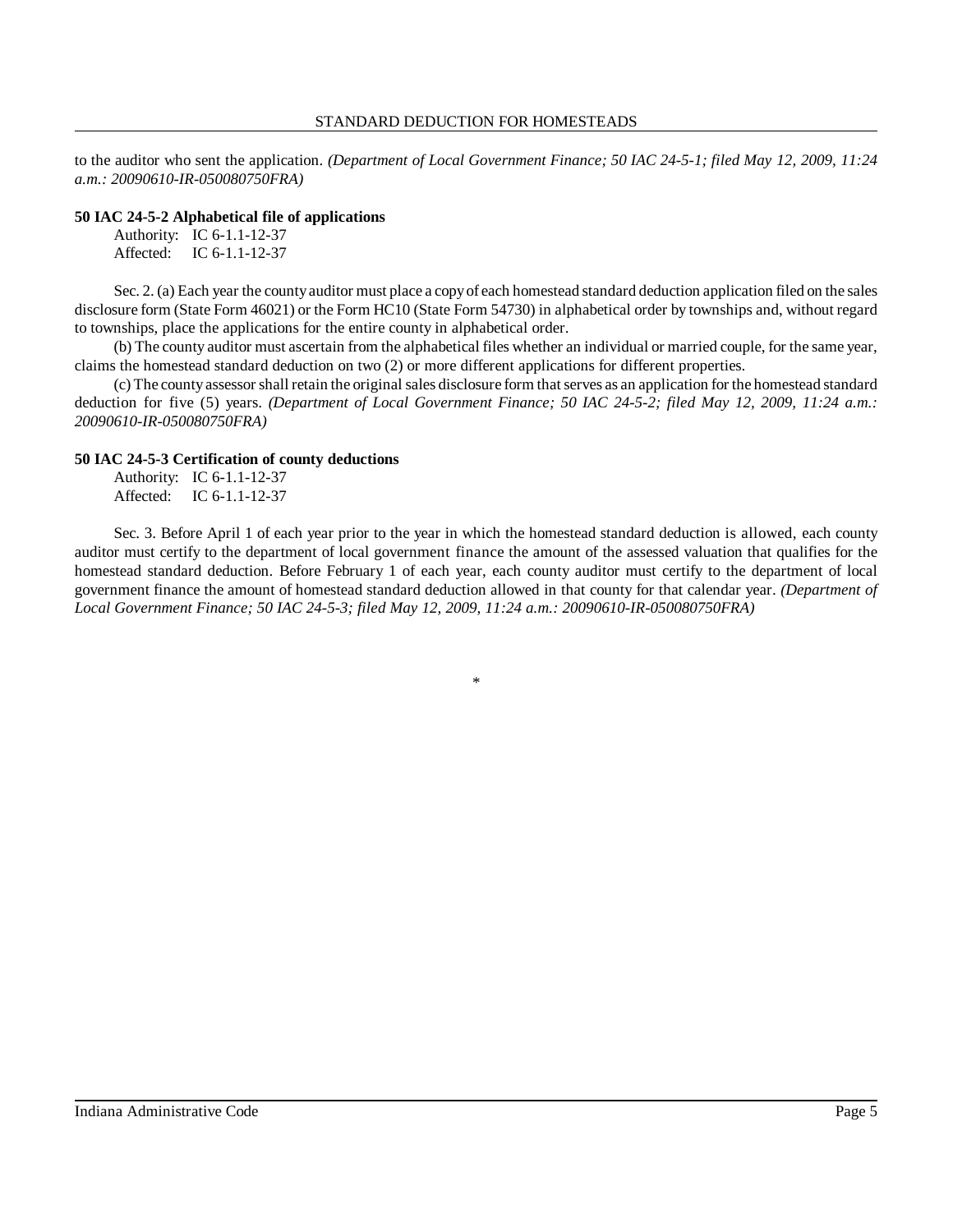to the auditor who sent the application. *(Department of Local Government Finance; 50 IAC 24-5-1; filed May 12, 2009, 11:24 a.m.: 20090610-IR-050080750FRA)*

**50 IAC 24-5-2 Alphabetical file of applications**

Authority: IC 6-1.1-12-37
Affected: IC 6-1.1-12-37

Sec. 2. (a) Each year the county auditor must place a copy of each homestead standard deduction application filed on the sales disclosure form (State Form 46021) or the Form HC10 (State Form 54730) in alphabetical order by townships and, without regard to townships, place the applications for the entire county in alphabetical order.

(b) The county auditor must ascertain from the alphabetical files whether an individual or married couple, for the same year, claims the homestead standard deduction on two (2) or more different applications for different properties.

(c) The county assessor shall retain the original sales disclosure form that serves as an application for the homestead standard deduction for five (5) years. *(Department of Local Government Finance; 50 IAC 24-5-2; filed May 12, 2009, 11:24 a.m.: 20090610-IR-050080750FRA)*

**50 IAC 24-5-3 Certification of county deductions**

Authority: IC 6-1.1-12-37
Affected: IC 6-1.1-12-37

Sec. 3. Before April 1 of each year prior to the year in which the homestead standard deduction is allowed, each county auditor must certify to the department of local government finance the amount of the assessed valuation that qualifies for the homestead standard deduction. Before February 1 of each year, each county auditor must certify to the department of local government finance the amount of homestead standard deduction allowed in that county for that calendar year. *(Department of Local Government Finance; 50 IAC 24-5-3; filed May 12, 2009, 11:24 a.m.: 20090610-IR-050080750FRA)*

*